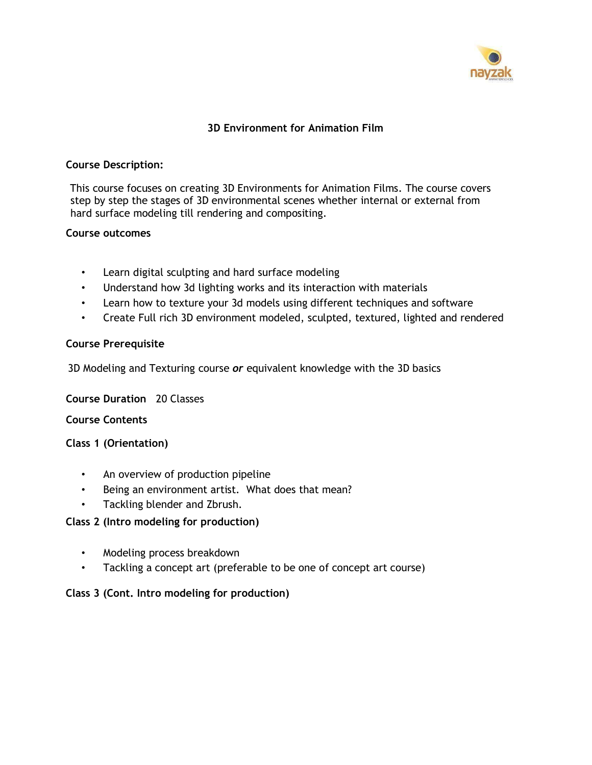# 3D Environment for Animation Film

**Course Description:**

This course focuses on creating 3D Environments for Animation Films. The course covers step by step the stages of 3D environmental scenes whether internal or external from hard surface modeling till rendering and compositing.

**Course outcomes**

- Learn digital sculpting and hard surface modeling
- Understand how 3d lighting works and its interaction with materials
- Learn how to texture your 3d models using different techniques and software
- Create Full rich 3D environment modeled, sculpted, textured, lighted and rendered

**Course Prerequisite**

3D Modeling and Texturing course ***or*** equivalent knowledge with the 3D basics

**Course Duration** 20 Classes

**Course Contents**

**Class 1 (Orientation)**

- An overview of production pipeline
- Being an environment artist. What does that mean?
- Tackling blender and Zbrush.

**Class 2 (Intro modeling for production)**

- Modeling process breakdown
- Tackling a concept art (preferable to be one of concept art course)

**Class 3 (Cont. Intro modeling for production)**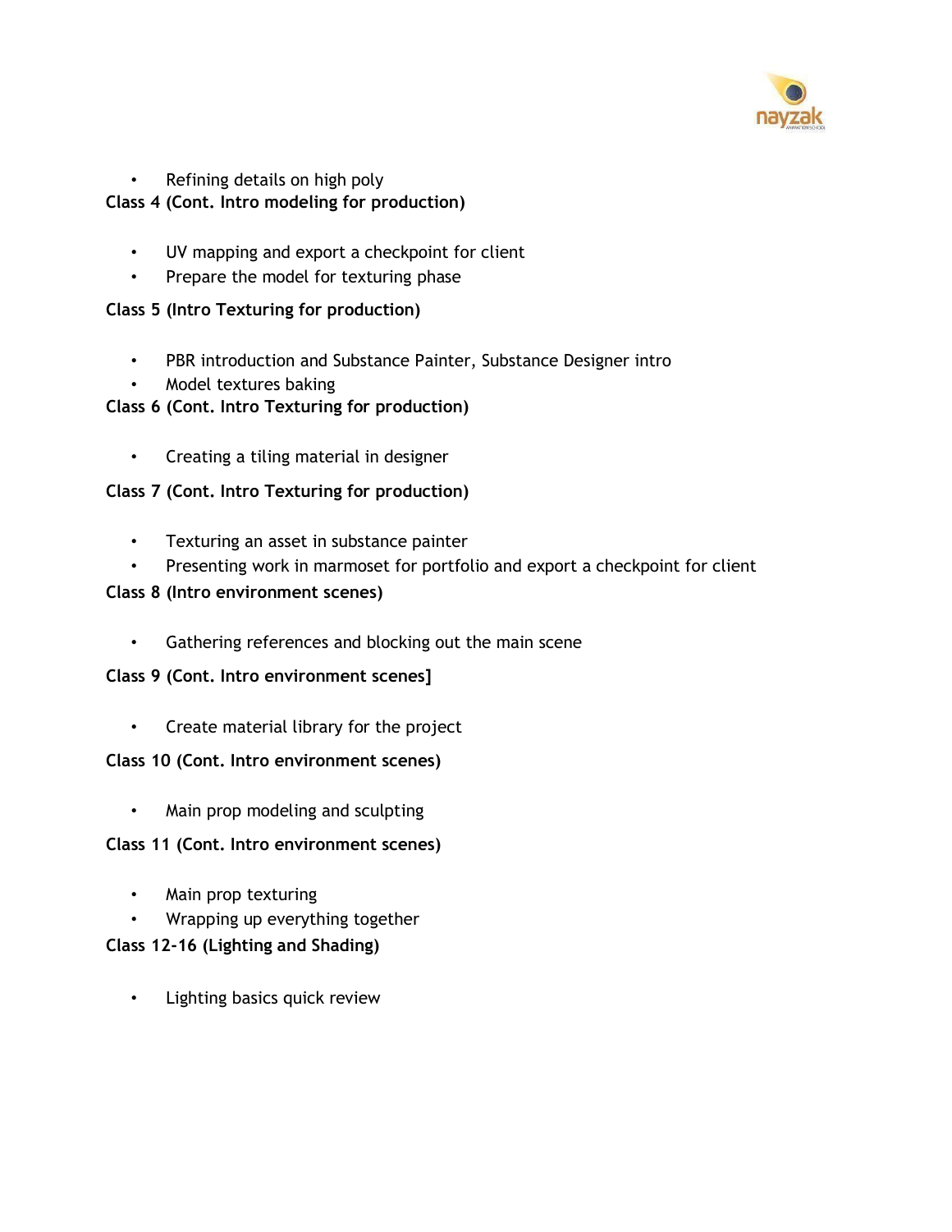- Refining details on high poly

**Class 4 (Cont. Intro modeling for production)**

- UV mapping and export a checkpoint for client
- Prepare the model for texturing phase

**Class 5 (Intro Texturing for production)**

- PBR introduction and Substance Painter, Substance Designer intro
- Model textures baking

**Class 6 (Cont. Intro Texturing for production)**

- Creating a tiling material in designer

**Class 7 (Cont. Intro Texturing for production)**

- Texturing an asset in substance painter
- Presenting work in marmoset for portfolio and export a checkpoint for client

**Class 8 (Intro environment scenes)**

- Gathering references and blocking out the main scene

**Class 9 (Cont. Intro environment scenes]**

- Create material library for the project

**Class 10 (Cont. Intro environment scenes)**

- Main prop modeling and sculpting

**Class 11 (Cont. Intro environment scenes)**

- Main prop texturing
- Wrapping up everything together

**Class 12-16 (Lighting and Shading)**

- Lighting basics quick review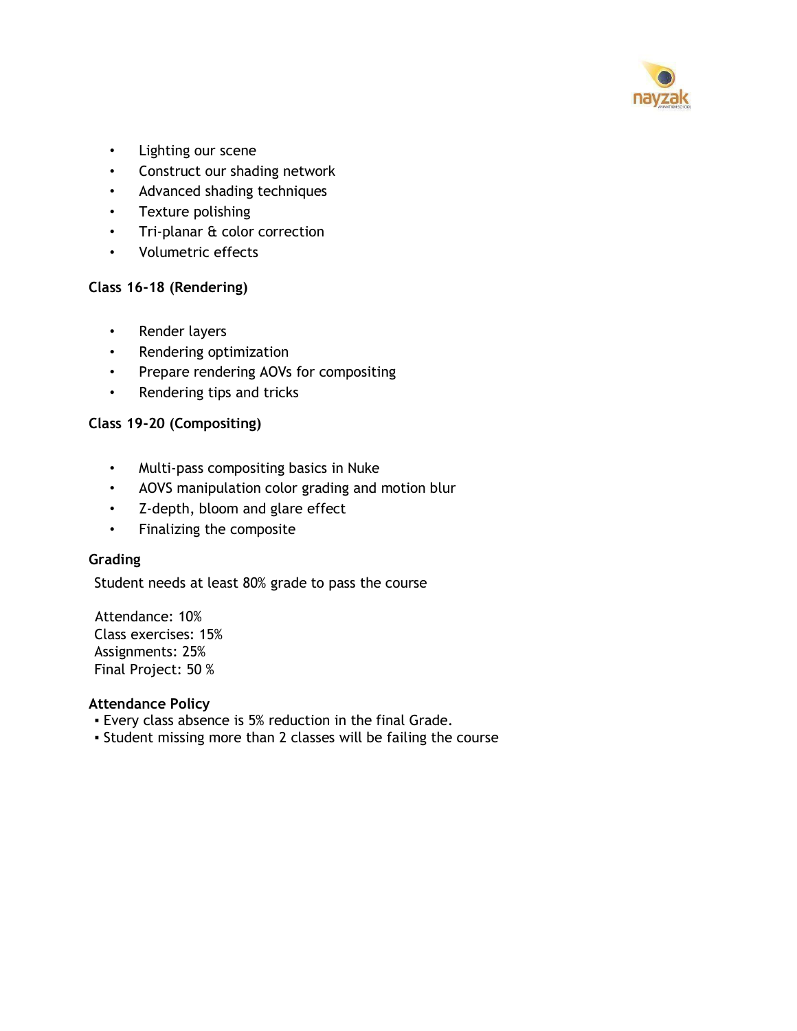- Lighting our scene
- Construct our shading network
- Advanced shading techniques
- Texture polishing
- Tri-planar & color correction
- Volumetric effects

**Class 16-18 (Rendering)**

- Render layers
- Rendering optimization
- Prepare rendering AOVs for compositing
- Rendering tips and tricks

**Class 19-20 (Compositing)**

- Multi-pass compositing basics in Nuke
- AOVS manipulation color grading and motion blur
- Z-depth, bloom and glare effect
- Finalizing the composite

**Grading**

Student needs at least 80% grade to pass the course

Attendance: 10%
Class exercises: 15%
Assignments: 25%
Final Project: 50 %

**Attendance Policy**

- Every class absence is 5% reduction in the final Grade.
- Student missing more than 2 classes will be failing the course